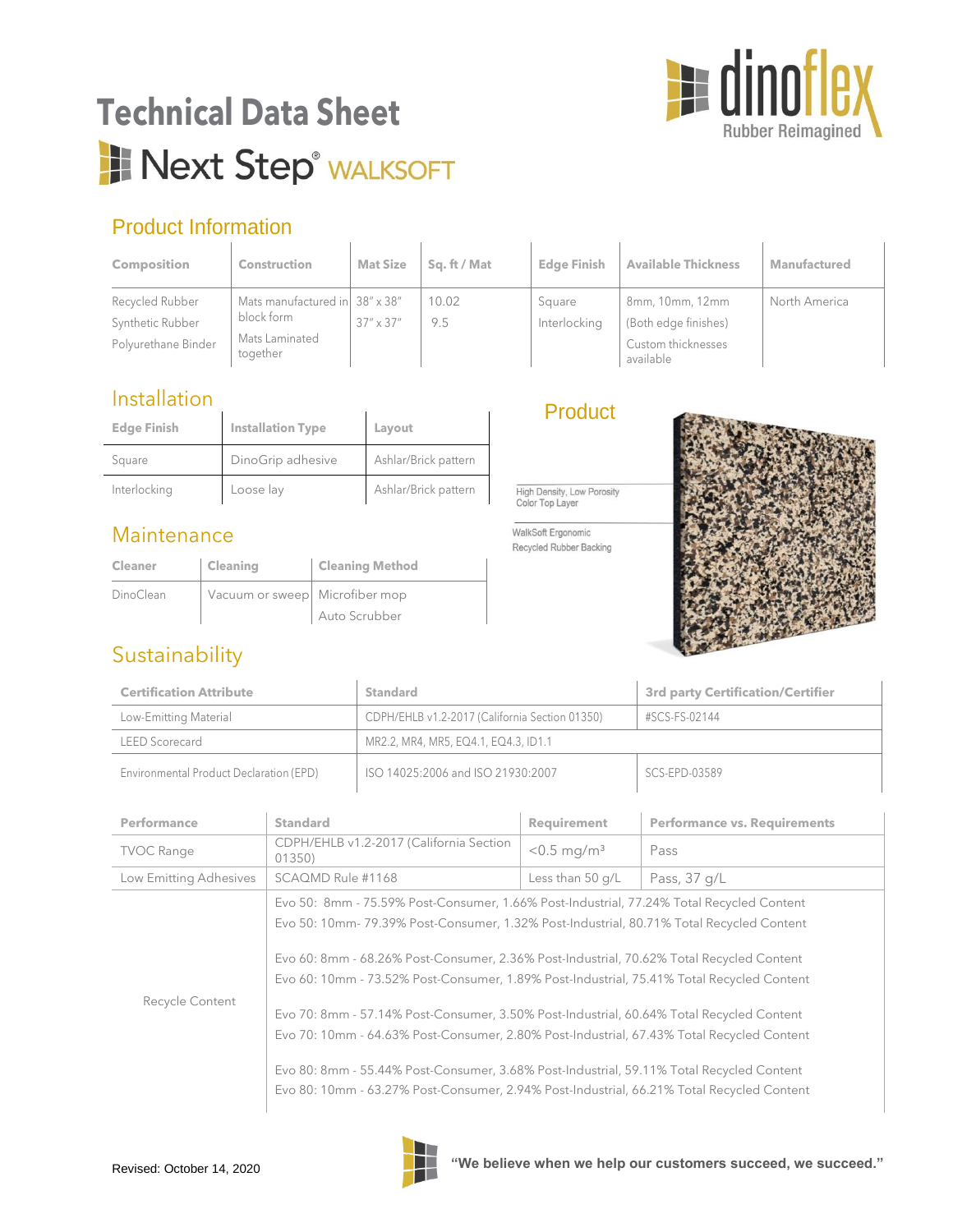# Technical Data Sheet

## Next Step® WALKSOFT

dinoflex
Rubber Reimagined

## Product Information

| Composition | Construction | Mat Size | Sq. ft / Mat | Edge Finish | Available Thickness | Manufactured |
|---|---|---|---|---|---|---|
| Recycled Rubber<br>Synthetic Rubber<br>Polyurethane Binder | Mats manufactured in block form<br>Mats Laminated together | 38" x 38"<br>37" x 37" | 10.02<br>9.5 | Square<br>Interlocking | 8mm, 10mm, 12mm<br>(Both edge finishes)<br>Custom thicknesses available | North America |

## Installation

| Edge Finish | Installation Type | Layout |
|---|---|---|
| Square | DinoGrip adhesive | Ashlar/Brick pattern |
| Interlocking | Loose lay | Ashlar/Brick pattern |

## Product

High Density, Low Porosity Color Top Layer

WalkSoft Ergonomic Recycled Rubber Backing

## Maintenance

| Cleaner | Cleaning | Cleaning Method |
|---|---|---|
| DinoClean | Vacuum or sweep | Microfiber mop<br>Auto Scrubber |

## Sustainability

| Certification Attribute | Standard | 3rd party Certification/Certifier |
|---|---|---|
| Low-Emitting Material | CDPH/EHLB v1.2-2017 (California Section 01350) | #SCS-FS-02144 |
| LEED Scorecard | MR2.2, MR4, MR5, EQ4.1, EQ4.3, ID1.1 | |
| Environmental Product Declaration (EPD) | ISO 14025:2006 and ISO 21930:2007 | SCS-EPD-03589 |

| Performance | Standard | Requirement | Performance vs. Requirements |
|---|---|---|---|
| TVOC Range | CDPH/EHLB v1.2-2017 (California Section 01350) | <0.5 mg/m³ | Pass |
| Low Emitting Adhesives | SCAQMD Rule #1168 | Less than 50 g/L | Pass, 37 g/L |
| Recycle Content | Evo 50: 8mm - 75.59% Post-Consumer, 1.66% Post-Industrial, 77.24% Total Recycled Content<br>Evo 50: 10mm- 79.39% Post-Consumer, 1.32% Post-Industrial, 80.71% Total Recycled Content<br><br>Evo 60: 8mm - 68.26% Post-Consumer, 2.36% Post-Industrial, 70.62% Total Recycled Content<br>Evo 60: 10mm - 73.52% Post-Consumer, 1.89% Post-Industrial, 75.41% Total Recycled Content<br><br>Evo 70: 8mm - 57.14% Post-Consumer, 3.50% Post-Industrial, 60.64% Total Recycled Content<br>Evo 70: 10mm - 64.63% Post-Consumer, 2.80% Post-Industrial, 67.43% Total Recycled Content<br><br>Evo 80: 8mm - 55.44% Post-Consumer, 3.68% Post-Industrial, 59.11% Total Recycled Content<br>Evo 80: 10mm - 63.27% Post-Consumer, 2.94% Post-Industrial, 66.21% Total Recycled Content | | |

Revised: October 14, 2020

**"We believe when we help our customers succeed, we succeed."**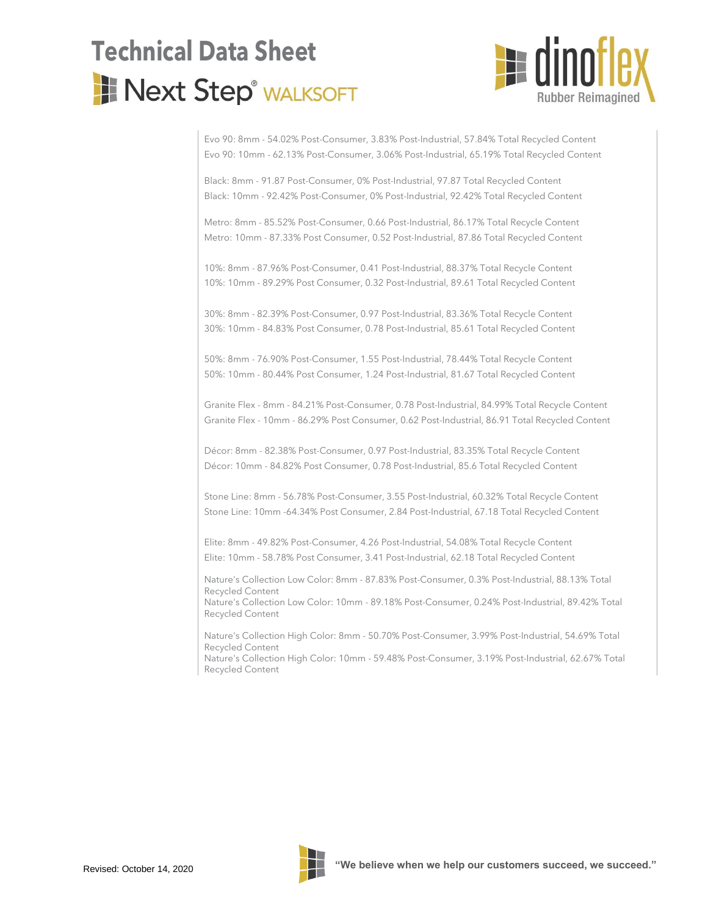Evo 90: 8mm - 54.02% Post-Consumer, 3.83% Post-Industrial, 57.84% Total Recycled Content
Evo 90: 10mm - 62.13% Post-Consumer, 3.06% Post-Industrial, 65.19% Total Recycled Content

Black: 8mm - 91.87 Post-Consumer, 0% Post-Industrial, 97.87 Total Recycled Content
Black: 10mm - 92.42% Post-Consumer, 0% Post-Industrial, 92.42% Total Recycled Content

Metro: 8mm - 85.52% Post-Consumer, 0.66 Post-Industrial, 86.17% Total Recycle Content
Metro: 10mm - 87.33% Post Consumer, 0.52 Post-Industrial, 87.86 Total Recycled Content

10%: 8mm - 87.96% Post-Consumer, 0.41 Post-Industrial, 88.37% Total Recycle Content
10%: 10mm - 89.29% Post Consumer, 0.32 Post-Industrial, 89.61 Total Recycled Content

30%: 8mm - 82.39% Post-Consumer, 0.97 Post-Industrial, 83.36% Total Recycle Content
30%: 10mm - 84.83% Post Consumer, 0.78 Post-Industrial, 85.61 Total Recycled Content

50%: 8mm - 76.90% Post-Consumer, 1.55 Post-Industrial, 78.44% Total Recycle Content
50%: 10mm - 80.44% Post Consumer, 1.24 Post-Industrial, 81.67 Total Recycled Content

Granite Flex - 8mm - 84.21% Post-Consumer, 0.78 Post-Industrial, 84.99% Total Recycle Content
Granite Flex - 10mm - 86.29% Post Consumer, 0.62 Post-Industrial, 86.91 Total Recycled Content

Décor: 8mm - 82.38% Post-Consumer, 0.97 Post-Industrial, 83.35% Total Recycle Content
Décor: 10mm - 84.82% Post Consumer, 0.78 Post-Industrial, 85.6 Total Recycled Content

Stone Line: 8mm - 56.78% Post-Consumer, 3.55 Post-Industrial, 60.32% Total Recycle Content
Stone Line: 10mm -64.34% Post Consumer, 2.84 Post-Industrial, 67.18 Total Recycled Content

Elite: 8mm - 49.82% Post-Consumer, 4.26 Post-Industrial, 54.08% Total Recycle Content
Elite: 10mm - 58.78% Post Consumer, 3.41 Post-Industrial, 62.18 Total Recycled Content

Nature's Collection Low Color: 8mm - 87.83% Post-Consumer, 0.3% Post-Industrial, 88.13% Total Recycled Content
Nature's Collection Low Color: 10mm - 89.18% Post-Consumer, 0.24% Post-Industrial, 89.42% Total Recycled Content

Nature's Collection High Color: 8mm - 50.70% Post-Consumer, 3.99% Post-Industrial, 54.69% Total Recycled Content
Nature's Collection High Color: 10mm - 59.48% Post-Consumer, 3.19% Post-Industrial, 62.67% Total Recycled Content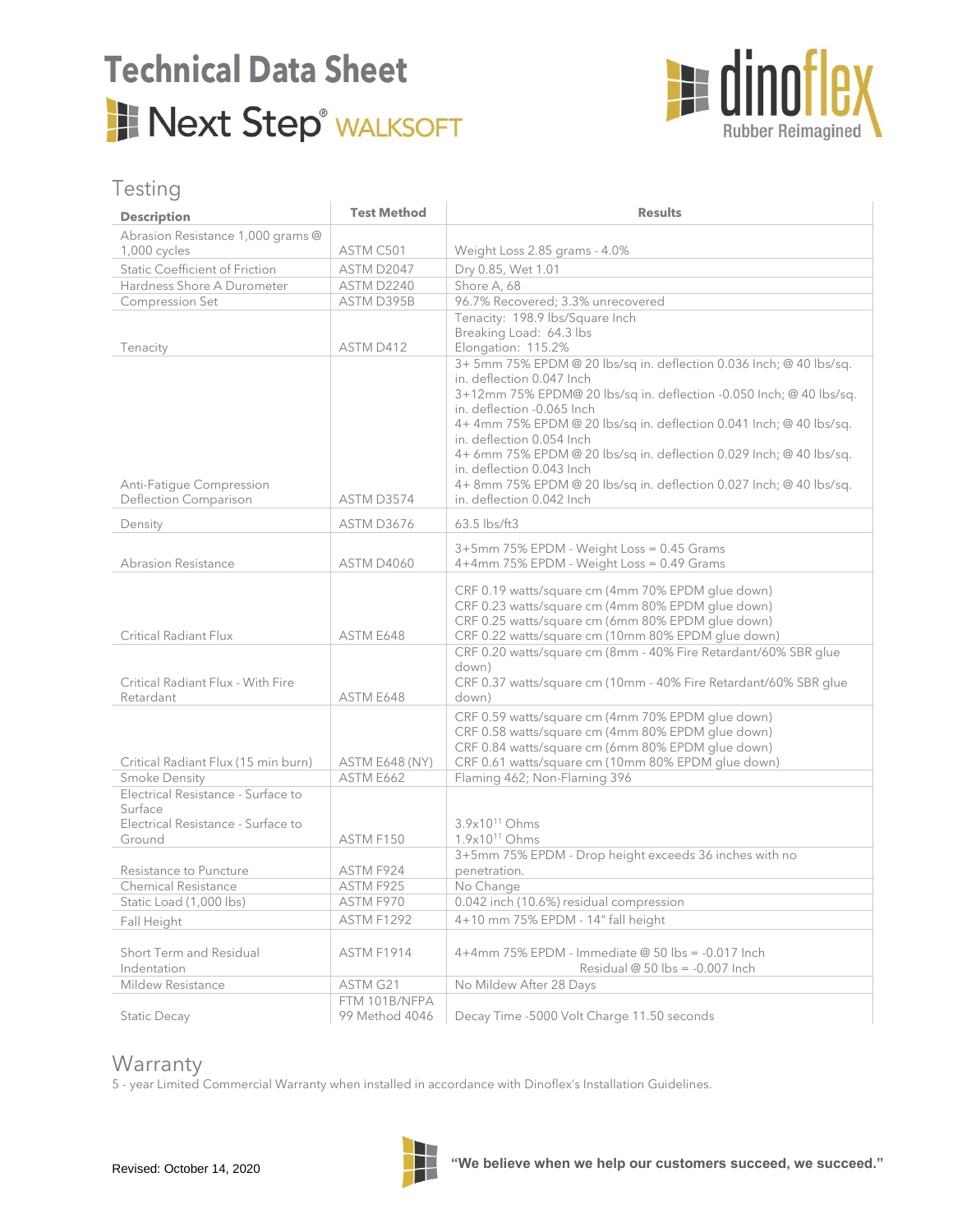# Technical Data Sheet

## Next Step® WALKSOFT

dinoflex
Rubber Reimagined

## Testing

| Description | Test Method | Results |
|---|---|---|
| Abrasion Resistance 1,000 grams @ 1,000 cycles | ASTM C501 | Weight Loss 2.85 grams - 4.0% |
| Static Coefficient of Friction | ASTM D2047 | Dry 0.85, Wet 1.01 |
| Hardness Shore A Durometer | ASTM D2240 | Shore A, 68 |
| Compression Set | ASTM D395B | 96.7% Recovered; 3.3% unrecovered |
| Tenacity | ASTM D412 | Tenacity: 198.9 lbs/Square Inch<br>Breaking Load: 64.3 lbs<br>Elongation: 115.2% |
| Anti-Fatigue Compression Deflection Comparison | ASTM D3574 | 3+ 5mm 75% EPDM @ 20 lbs/sq in. deflection 0.036 Inch; @ 40 lbs/sq. in. deflection 0.047 Inch<br>3+12mm 75% EPDM@ 20 lbs/sq in. deflection -0.050 Inch; @ 40 lbs/sq. in. deflection -0.065 Inch<br>4+ 4mm 75% EPDM @ 20 lbs/sq in. deflection 0.041 Inch; @ 40 lbs/sq. in. deflection 0.054 Inch<br>4+ 6mm 75% EPDM @ 20 lbs/sq in. deflection 0.029 Inch; @ 40 lbs/sq. in. deflection 0.043 Inch<br>4+ 8mm 75% EPDM @ 20 lbs/sq in. deflection 0.027 Inch; @ 40 lbs/sq. in. deflection 0.042 Inch |
| Density | ASTM D3676 | 63.5 lbs/ft3 |
| Abrasion Resistance | ASTM D4060 | 3+5mm 75% EPDM - Weight Loss = 0.45 Grams<br>4+4mm 75% EPDM - Weight Loss = 0.49 Grams |
| Critical Radiant Flux | ASTM E648 | CRF 0.19 watts/square cm (4mm 70% EPDM glue down)<br>CRF 0.23 watts/square cm (4mm 80% EPDM glue down)<br>CRF 0.25 watts/square cm (6mm 80% EPDM glue down)<br>CRF 0.22 watts/square cm (10mm 80% EPDM glue down) |
| Critical Radiant Flux - With Fire Retardant | ASTM E648 | CRF 0.20 watts/square cm (8mm - 40% Fire Retardant/60% SBR glue down)<br>CRF 0.37 watts/square cm (10mm - 40% Fire Retardant/60% SBR glue down) |
| Critical Radiant Flux (15 min burn) | ASTM E648 (NY) | CRF 0.59 watts/square cm (4mm 70% EPDM glue down)<br>CRF 0.58 watts/square cm (4mm 80% EPDM glue down)<br>CRF 0.84 watts/square cm (6mm 80% EPDM glue down)<br>CRF 0.61 watts/square cm (10mm 80% EPDM glue down) |
| Smoke Density | ASTM E662 | Flaming 462; Non-Flaming 396 |
| Electrical Resistance - Surface to Surface<br>Electrical Resistance - Surface to Ground | ASTM F150 | $3.9\times10^{11}$ Ohms<br>$1.9\times10^{11}$ Ohms |
| Resistance to Puncture | ASTM F924 | 3+5mm 75% EPDM - Drop height exceeds 36 inches with no penetration. |
| Chemical Resistance | ASTM F925 | No Change |
| Static Load (1,000 lbs) | ASTM F970 | 0.042 inch (10.6%) residual compression |
| Fall Height | ASTM F1292 | 4+10 mm 75% EPDM - 14" fall height |
| Short Term and Residual Indentation | ASTM F1914 | 4+4mm 75% EPDM - Immediate @ 50 lbs = -0.017 Inch<br>Residual @ 50 lbs = -0.007 Inch |
| Mildew Resistance | ASTM G21 | No Mildew After 28 Days |
| Static Decay | FTM 101B/NFPA 99 Method 4046 | Decay Time -5000 Volt Charge 11.50 seconds |

## Warranty

5 - year Limited Commercial Warranty when installed in accordance with Dinoflex's Installation Guidelines.

Revised: October 14, 2020

**"We believe when we help our customers succeed, we succeed."**